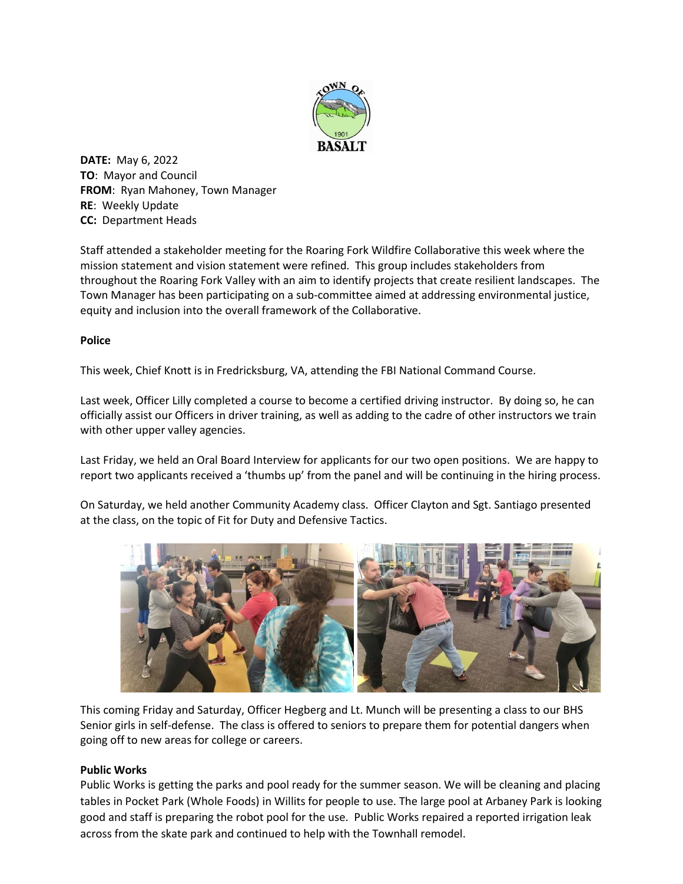**DATE:** May 6, 2022
**TO**: Mayor and Council
**FROM**: Ryan Mahoney, Town Manager
**RE**: Weekly Update
**CC:** Department Heads

Staff attended a stakeholder meeting for the Roaring Fork Wildfire Collaborative this week where the mission statement and vision statement were refined. This group includes stakeholders from throughout the Roaring Fork Valley with an aim to identify projects that create resilient landscapes. The Town Manager has been participating on a sub-committee aimed at addressing environmental justice, equity and inclusion into the overall framework of the Collaborative.

**Police**

This week, Chief Knott is in Fredricksburg, VA, attending the FBI National Command Course.

Last week, Officer Lilly completed a course to become a certified driving instructor. By doing so, he can officially assist our Officers in driver training, as well as adding to the cadre of other instructors we train with other upper valley agencies.

Last Friday, we held an Oral Board Interview for applicants for our two open positions. We are happy to report two applicants received a 'thumbs up' from the panel and will be continuing in the hiring process.

On Saturday, we held another Community Academy class. Officer Clayton and Sgt. Santiago presented at the class, on the topic of Fit for Duty and Defensive Tactics.

This coming Friday and Saturday, Officer Hegberg and Lt. Munch will be presenting a class to our BHS Senior girls in self-defense. The class is offered to seniors to prepare them for potential dangers when going off to new areas for college or careers.

**Public Works**

Public Works is getting the parks and pool ready for the summer season. We will be cleaning and placing tables in Pocket Park (Whole Foods) in Willits for people to use. The large pool at Arbaney Park is looking good and staff is preparing the robot pool for the use. Public Works repaired a reported irrigation leak across from the skate park and continued to help with the Townhall remodel.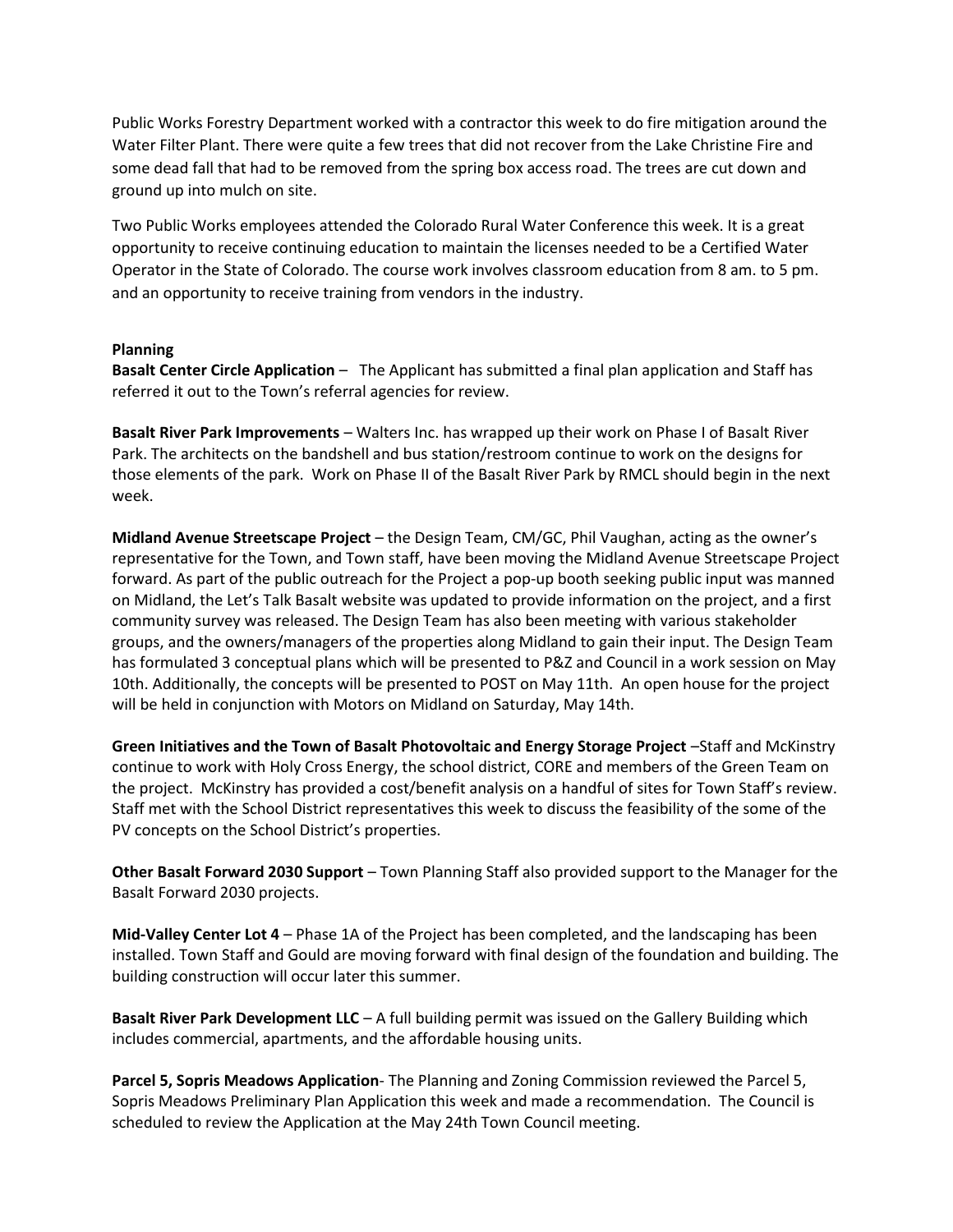Public Works Forestry Department worked with a contractor this week to do fire mitigation around the Water Filter Plant. There were quite a few trees that did not recover from the Lake Christine Fire and some dead fall that had to be removed from the spring box access road. The trees are cut down and ground up into mulch on site.

Two Public Works employees attended the Colorado Rural Water Conference this week. It is a great opportunity to receive continuing education to maintain the licenses needed to be a Certified Water Operator in the State of Colorado. The course work involves classroom education from 8 am. to 5 pm. and an opportunity to receive training from vendors in the industry.

**Planning**

**Basalt Center Circle Application** – The Applicant has submitted a final plan application and Staff has referred it out to the Town's referral agencies for review.

**Basalt River Park Improvements** – Walters Inc. has wrapped up their work on Phase I of Basalt River Park. The architects on the bandshell and bus station/restroom continue to work on the designs for those elements of the park. Work on Phase II of the Basalt River Park by RMCL should begin in the next week.

**Midland Avenue Streetscape Project** – the Design Team, CM/GC, Phil Vaughan, acting as the owner's representative for the Town, and Town staff, have been moving the Midland Avenue Streetscape Project forward. As part of the public outreach for the Project a pop-up booth seeking public input was manned on Midland, the Let's Talk Basalt website was updated to provide information on the project, and a first community survey was released. The Design Team has also been meeting with various stakeholder groups, and the owners/managers of the properties along Midland to gain their input. The Design Team has formulated 3 conceptual plans which will be presented to P&Z and Council in a work session on May 10th. Additionally, the concepts will be presented to POST on May 11th. An open house for the project will be held in conjunction with Motors on Midland on Saturday, May 14th.

**Green Initiatives and the Town of Basalt Photovoltaic and Energy Storage Project** –Staff and McKinstry continue to work with Holy Cross Energy, the school district, CORE and members of the Green Team on the project. McKinstry has provided a cost/benefit analysis on a handful of sites for Town Staff's review. Staff met with the School District representatives this week to discuss the feasibility of the some of the PV concepts on the School District's properties.

**Other Basalt Forward 2030 Support** – Town Planning Staff also provided support to the Manager for the Basalt Forward 2030 projects.

**Mid-Valley Center Lot 4** – Phase 1A of the Project has been completed, and the landscaping has been installed. Town Staff and Gould are moving forward with final design of the foundation and building. The building construction will occur later this summer.

**Basalt River Park Development LLC** – A full building permit was issued on the Gallery Building which includes commercial, apartments, and the affordable housing units.

**Parcel 5, Sopris Meadows Application**- The Planning and Zoning Commission reviewed the Parcel 5, Sopris Meadows Preliminary Plan Application this week and made a recommendation. The Council is scheduled to review the Application at the May 24th Town Council meeting.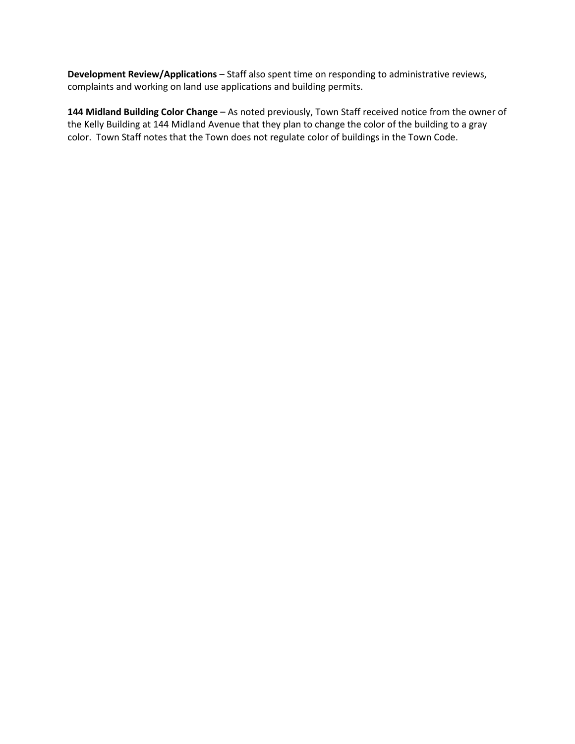**Development Review/Applications** – Staff also spent time on responding to administrative reviews, complaints and working on land use applications and building permits.

**144 Midland Building Color Change** – As noted previously, Town Staff received notice from the owner of the Kelly Building at 144 Midland Avenue that they plan to change the color of the building to a gray color. Town Staff notes that the Town does not regulate color of buildings in the Town Code.